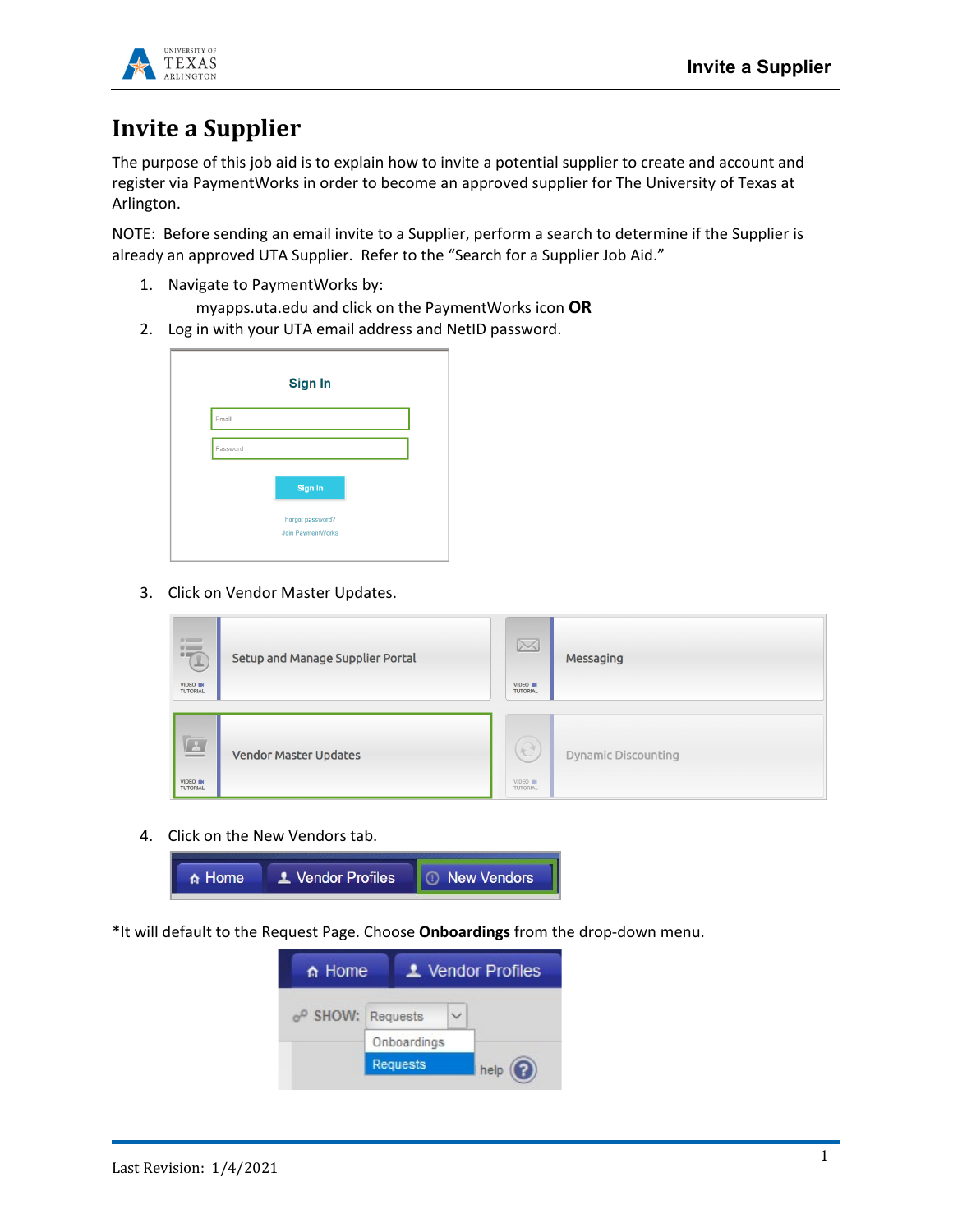# Invite a Supplier

The purpose of this job aid is to explain how to invite a potential supplier to create and account and register via PaymentWorks in order to become an approved supplier for The University of Texas at Arlington.

NOTE: Before sending an email invite to a Supplier, perform a search to determine if the Supplier is already an approved UTA Supplier. Refer to the "Search for a Supplier Job Aid."

1. Navigate to PaymentWorks by:
   myapps.uta.edu and click on the PaymentWorks icon **OR**
2. Log in with your UTA email address and NetID password.
3. Click on Vendor Master Updates.
4. Click on the New Vendors tab.

*It will default to the Request Page. Choose **Onboardings** from the drop-down menu.

Last Revision: 1/4/2021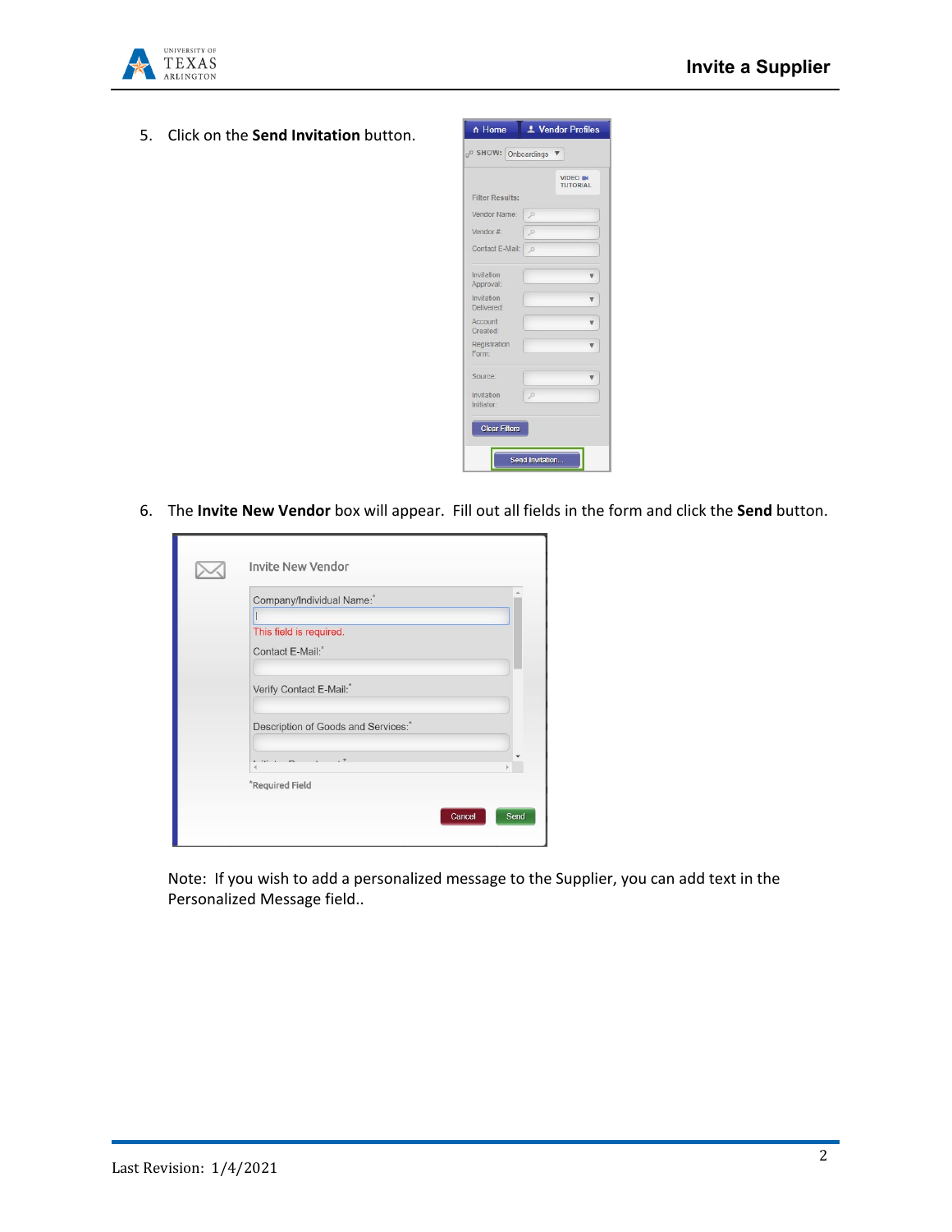5. Click on the **Send Invitation** button.

6. The **Invite New Vendor** box will appear. Fill out all fields in the form and click the **Send** button.

   Note: If you wish to add a personalized message to the Supplier, you can add text in the Personalized Message field..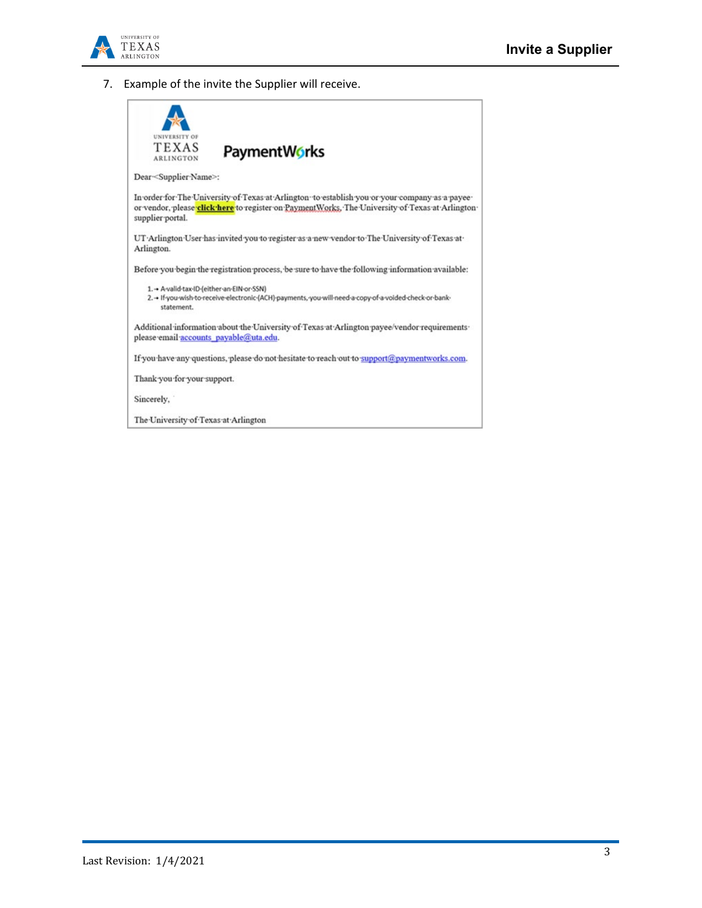7. Example of the invite the Supplier will receive.

UNIVERSITY OF TEXAS ARLINGTON PaymentWorks

Dear <Supplier Name>:

In order for The University of Texas at Arlington to establish you or your company as a payee or vendor, please **click here** to register on PaymentWorks, The University of Texas at Arlington supplier portal.

UT Arlington User has invited you to register as a new vendor to The University of Texas at Arlington.

Before you begin the registration process, be sure to have the following information available:

1. A valid tax ID (either an EIN or SSN)
2. If you wish to receive electronic (ACH) payments, you will need a copy of a voided check or bank statement.

Additional information about the University of Texas at Arlington payee/vendor requirements please email accounts_payable@uta.edu.

If you have any questions, please do not hesitate to reach out to support@paymentworks.com.

Thank you for your support.

Sincerely,

The University of Texas at Arlington